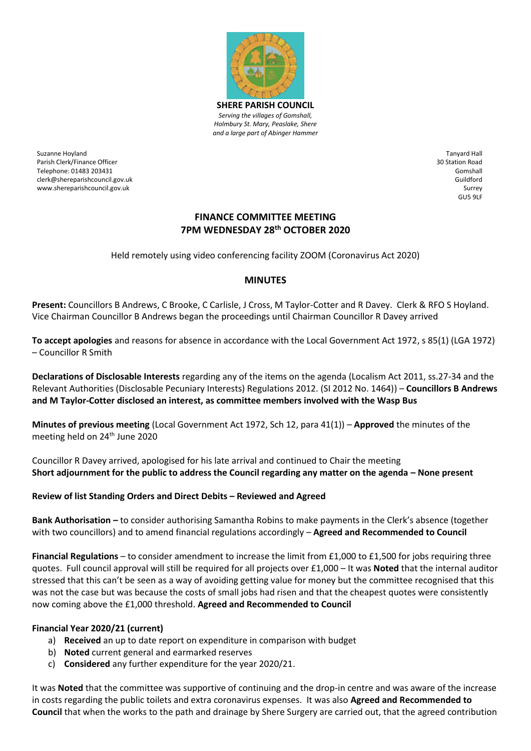**SHERE PARISH COUNCIL**

*Serving the villages of Gomshall, Holmbury St. Mary, Peaslake, Shere and a large part of Abinger Hammer*

Suzanne Hoyland
Parish Clerk/Finance Officer
Telephone: 01483 203431
clerk@shereparishcouncil.gov.uk
www.shereparishcouncil.gov.uk

Tanyard Hall
30 Station Road
Gomshall
Guildford
Surrey
GU5 9LF

## FINANCE COMMITTEE MEETING
## 7PM WEDNESDAY 28th OCTOBER 2020

Held remotely using video conferencing facility ZOOM (Coronavirus Act 2020)

## MINUTES

**Present:** Councillors B Andrews, C Brooke, C Carlisle, J Cross, M Taylor-Cotter and R Davey. Clerk & RFO S Hoyland. Vice Chairman Councillor B Andrews began the proceedings until Chairman Councillor R Davey arrived

**To accept apologies** and reasons for absence in accordance with the Local Government Act 1972, s 85(1) (LGA 1972) – Councillor R Smith

**Declarations of Disclosable Interests** regarding any of the items on the agenda (Localism Act 2011, ss.27-34 and the Relevant Authorities (Disclosable Pecuniary Interests) Regulations 2012. (SI 2012 No. 1464)) – **Councillors B Andrews and M Taylor-Cotter disclosed an interest, as committee members involved with the Wasp Bus**

**Minutes of previous meeting** (Local Government Act 1972, Sch 12, para 41(1)) – **Approved** the minutes of the meeting held on 24th June 2020

Councillor R Davey arrived, apologised for his late arrival and continued to Chair the meeting
**Short adjournment for the public to address the Council regarding any matter on the agenda – None present**

**Review of list Standing Orders and Direct Debits – Reviewed and Agreed**

**Bank Authorisation –** to consider authorising Samantha Robins to make payments in the Clerk's absence (together with two councillors) and to amend financial regulations accordingly – **Agreed and Recommended to Council**

**Financial Regulations** – to consider amendment to increase the limit from £1,000 to £1,500 for jobs requiring three quotes. Full council approval will still be required for all projects over £1,000 – It was **Noted** that the internal auditor stressed that this can't be seen as a way of avoiding getting value for money but the committee recognised that this was not the case but was because the costs of small jobs had risen and that the cheapest quotes were consistently now coming above the £1,000 threshold. **Agreed and Recommended to Council**

**Financial Year 2020/21 (current)**

a) **Received** an up to date report on expenditure in comparison with budget
b) **Noted** current general and earmarked reserves
c) **Considered** any further expenditure for the year 2020/21.

It was **Noted** that the committee was supportive of continuing and the drop-in centre and was aware of the increase in costs regarding the public toilets and extra coronavirus expenses. It was also **Agreed and Recommended to Council** that when the works to the path and drainage by Shere Surgery are carried out, that the agreed contribution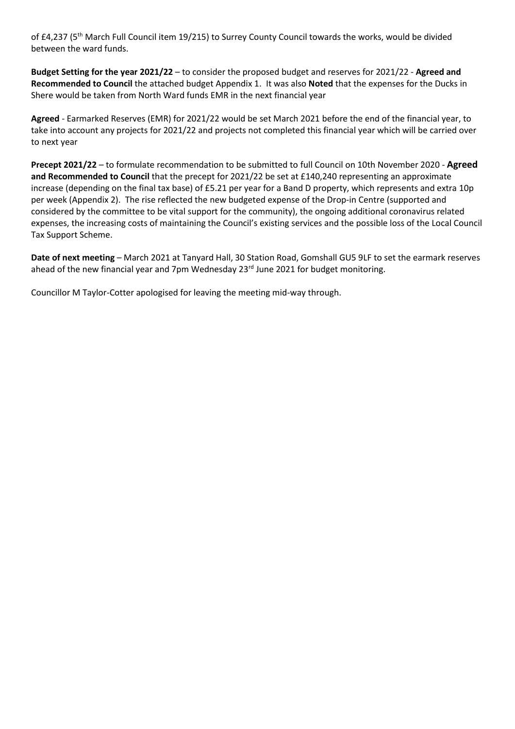of £4,237 (5th March Full Council item 19/215) to Surrey County Council towards the works, would be divided between the ward funds.

**Budget Setting for the year 2021/22** – to consider the proposed budget and reserves for 2021/22 - **Agreed and Recommended to Council** the attached budget Appendix 1. It was also **Noted** that the expenses for the Ducks in Shere would be taken from North Ward funds EMR in the next financial year

**Agreed** - Earmarked Reserves (EMR) for 2021/22 would be set March 2021 before the end of the financial year, to take into account any projects for 2021/22 and projects not completed this financial year which will be carried over to next year

**Precept 2021/22** – to formulate recommendation to be submitted to full Council on 10th November 2020 - **Agreed and Recommended to Council** that the precept for 2021/22 be set at £140,240 representing an approximate increase (depending on the final tax base) of £5.21 per year for a Band D property, which represents and extra 10p per week (Appendix 2). The rise reflected the new budgeted expense of the Drop-in Centre (supported and considered by the committee to be vital support for the community), the ongoing additional coronavirus related expenses, the increasing costs of maintaining the Council's existing services and the possible loss of the Local Council Tax Support Scheme.

**Date of next meeting** – March 2021 at Tanyard Hall, 30 Station Road, Gomshall GU5 9LF to set the earmark reserves ahead of the new financial year and 7pm Wednesday 23rd June 2021 for budget monitoring.

Councillor M Taylor-Cotter apologised for leaving the meeting mid-way through.